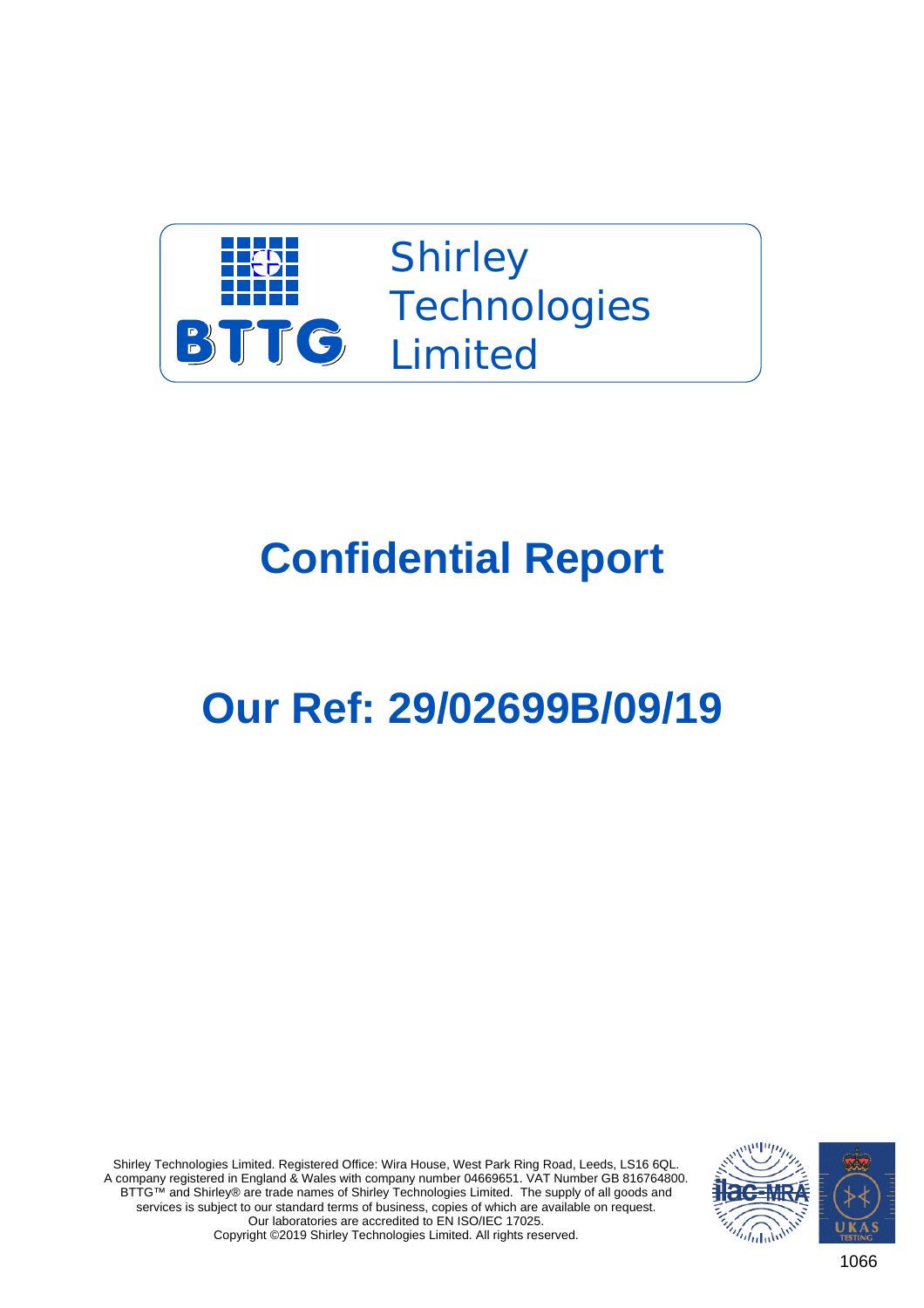BTTG

Shirley Technologies Limited

# Confidential Report

# Our Ref: 29/02699B/09/19

Shirley Technologies Limited. Registered Office: Wira House, West Park Ring Road, Leeds, LS16 6QL.
A company registered in England & Wales with company number 04669651. VAT Number GB 816764800.
BTTG™ and Shirley® are trade names of Shirley Technologies Limited. The supply of all goods and services is subject to our standard terms of business, copies of which are available on request.
Our laboratories are accredited to EN ISO/IEC 17025.
Copyright ©2019 Shirley Technologies Limited. All rights reserved.

1066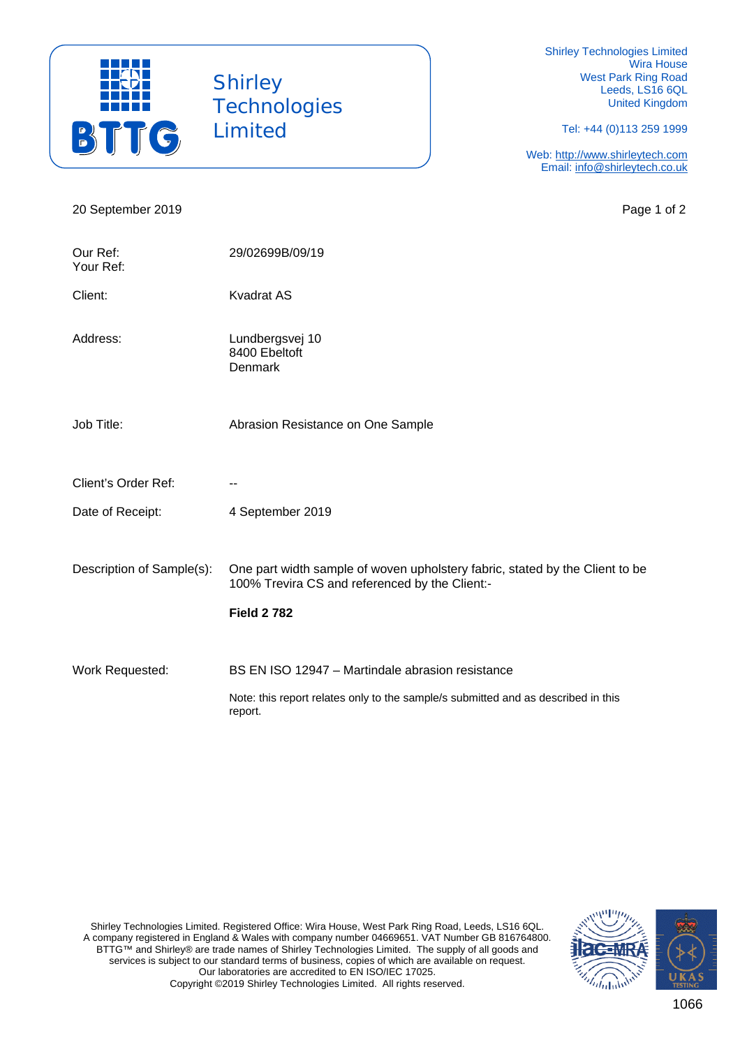Shirley Technologies Limited
Wira House
West Park Ring Road
Leeds, LS16 6QL
United Kingdom

Tel: +44 (0)113 259 1999

Web: http://www.shirleytech.com
Email: info@shirleytech.co.uk

20 September 2019

| | |
|---|---|
| Our Ref:<br>Your Ref: | 29/02699B/09/19 |
| Client: | Kvadrat AS |
| Address: | Lundbergsvej 10<br>8400 Ebeltoft<br>Denmark |
| Job Title: | Abrasion Resistance on One Sample |
| Client's Order Ref: | -- |
| Date of Receipt: | 4 September 2019 |
| Description of Sample(s): | One part width sample of woven upholstery fabric, stated by the Client to be 100% Trevira CS and referenced by the Client:-<br><br>**Field 2 782** |
| Work Requested: | BS EN ISO 12947 – Martindale abrasion resistance<br><br>Note: this report relates only to the sample/s submitted and as described in this report. |

Shirley Technologies Limited. Registered Office: Wira House, West Park Ring Road, Leeds, LS16 6QL.
A company registered in England & Wales with company number 04669651. VAT Number GB 816764800.
BTTG™ and Shirley® are trade names of Shirley Technologies Limited. The supply of all goods and services is subject to our standard terms of business, copies of which are available on request.
Our laboratories are accredited to EN ISO/IEC 17025.
Copyright ©2019 Shirley Technologies Limited. All rights reserved.

1066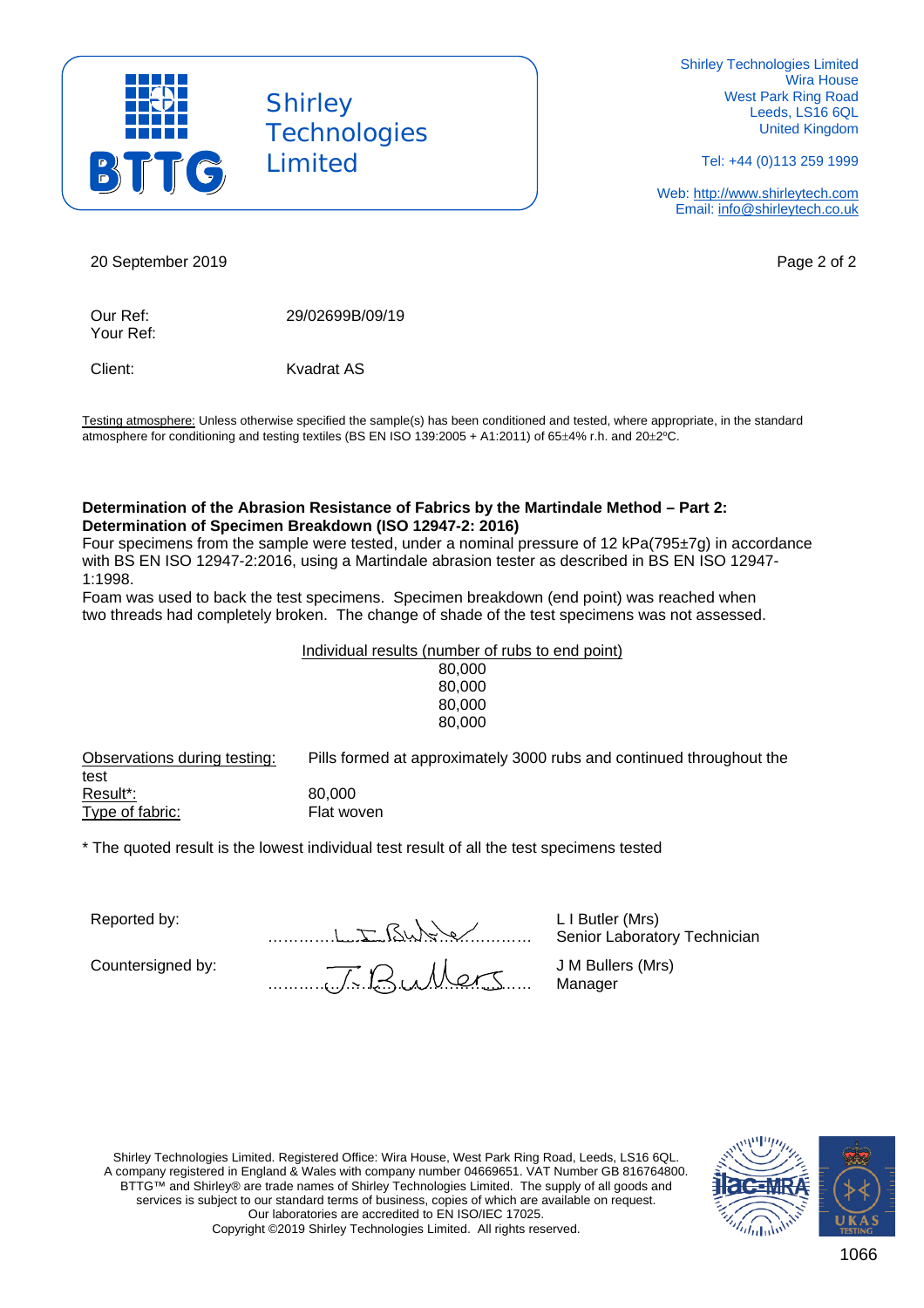Shirley Technologies Limited

Shirley Technologies Limited
Wira House
West Park Ring Road
Leeds, LS16 6QL
United Kingdom

Tel: +44 (0)113 259 1999

Web: http://www.shirleytech.com
Email: info@shirleytech.co.uk

20 September 2019

Our Ref: 29/02699B/09/19
Your Ref:

Client: Kvadrat AS

Testing atmosphere: Unless otherwise specified the sample(s) has been conditioned and tested, where appropriate, in the standard atmosphere for conditioning and testing textiles (BS EN ISO 139:2005 + A1:2011) of 65±4% r.h. and 20±2ºC.

**Determination of the Abrasion Resistance of Fabrics by the Martindale Method – Part 2: Determination of Specimen Breakdown (ISO 12947-2: 2016)**

Four specimens from the sample were tested, under a nominal pressure of 12 kPa(795±7g) in accordance with BS EN ISO 12947-2:2016, using a Martindale abrasion tester as described in BS EN ISO 12947-1:1998.

Foam was used to back the test specimens. Specimen breakdown (end point) was reached when two threads had completely broken. The change of shade of the test specimens was not assessed.

| Individual results (number of rubs to end point) |
| --- |
| 80,000 |
| 80,000 |
| 80,000 |
| 80,000 |

Observations during testing: Pills formed at approximately 3000 rubs and continued throughout the test

Result*: 80,000

Type of fabric: Flat woven

\* The quoted result is the lowest individual test result of all the test specimens tested

Reported by: L I Butler (Mrs)
Senior Laboratory Technician

Countersigned by: J M Bullers (Mrs)
Manager

Shirley Technologies Limited. Registered Office: Wira House, West Park Ring Road, Leeds, LS16 6QL.
A company registered in England & Wales with company number 04669651. VAT Number GB 816764800.
BTTG™ and Shirley® are trade names of Shirley Technologies Limited. The supply of all goods and services is subject to our standard terms of business, copies of which are available on request.
Our laboratories are accredited to EN ISO/IEC 17025.
Copyright ©2019 Shirley Technologies Limited. All rights reserved.

1066